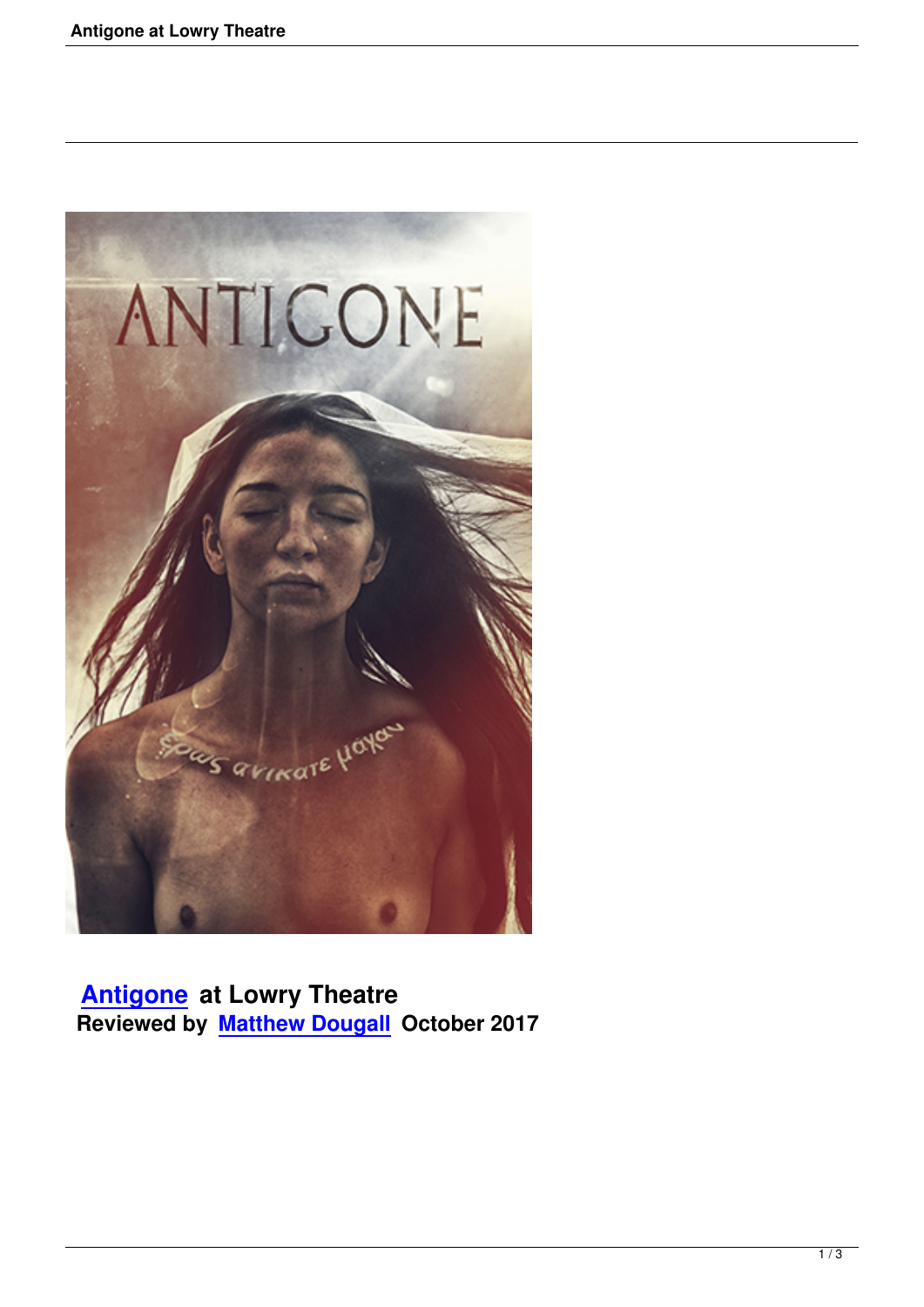**Antigone at Lowry Theatre**

**Reviewed by Matthew Dougall October 2017**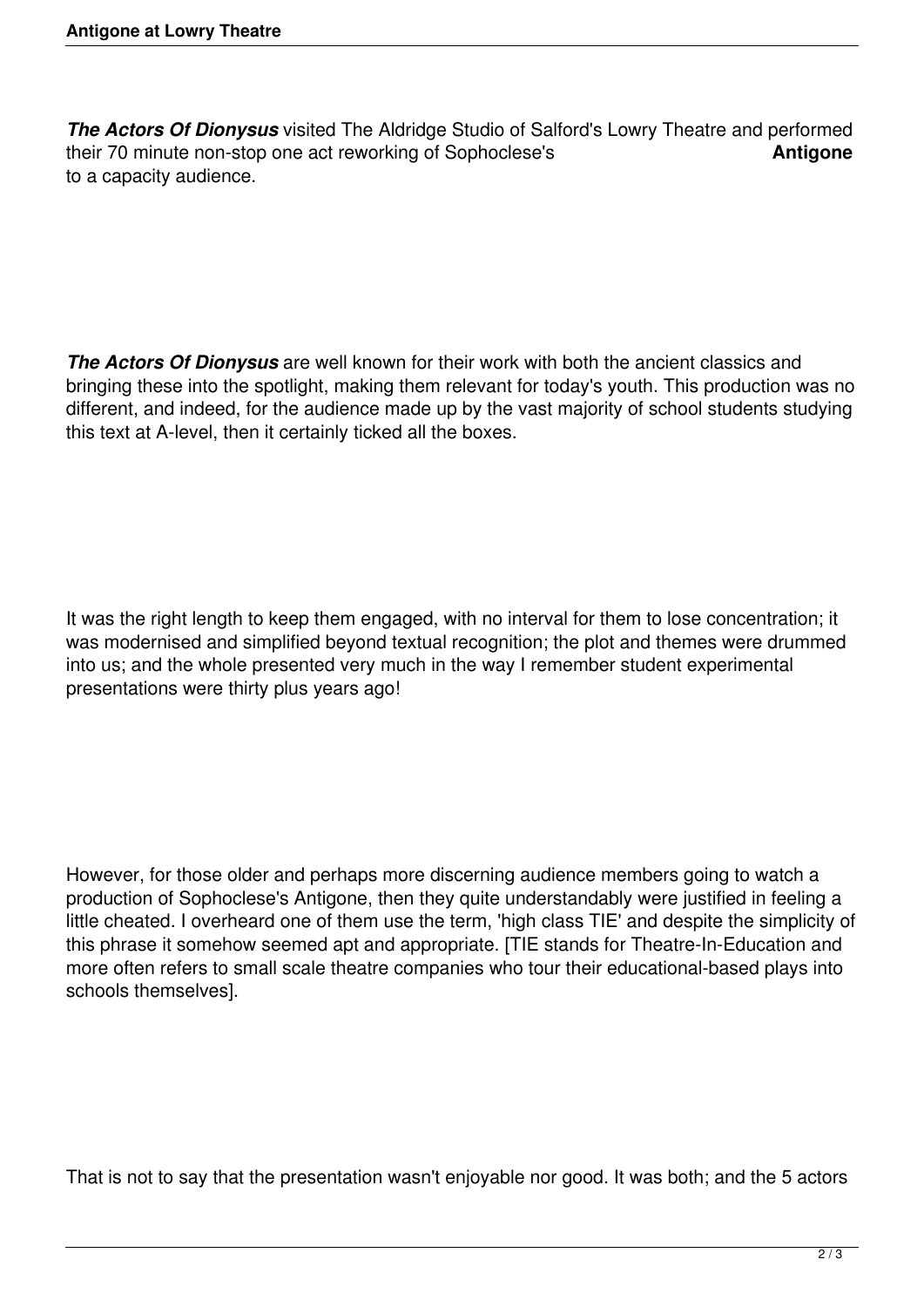***The Actors Of Dionysus*** visited The Aldridge Studio of Salford's Lowry Theatre and performed their 70 minute non-stop one act reworking of Sophoclese's **Antigone** to a capacity audience.

***The Actors Of Dionysus*** are well known for their work with both the ancient classics and bringing these into the spotlight, making them relevant for today's youth. This production was no different, and indeed, for the audience made up by the vast majority of school students studying this text at A-level, then it certainly ticked all the boxes.

It was the right length to keep them engaged, with no interval for them to lose concentration; it was modernised and simplified beyond textual recognition; the plot and themes were drummed into us; and the whole presented very much in the way I remember student experimental presentations were thirty plus years ago!

However, for those older and perhaps more discerning audience members going to watch a production of Sophoclese's Antigone, then they quite understandably were justified in feeling a little cheated. I overheard one of them use the term, 'high class TIE' and despite the simplicity of this phrase it somehow seemed apt and appropriate. [TIE stands for Theatre-In-Education and more often refers to small scale theatre companies who tour their educational-based plays into schools themselves].

That is not to say that the presentation wasn't enjoyable nor good. It was both; and the 5 actors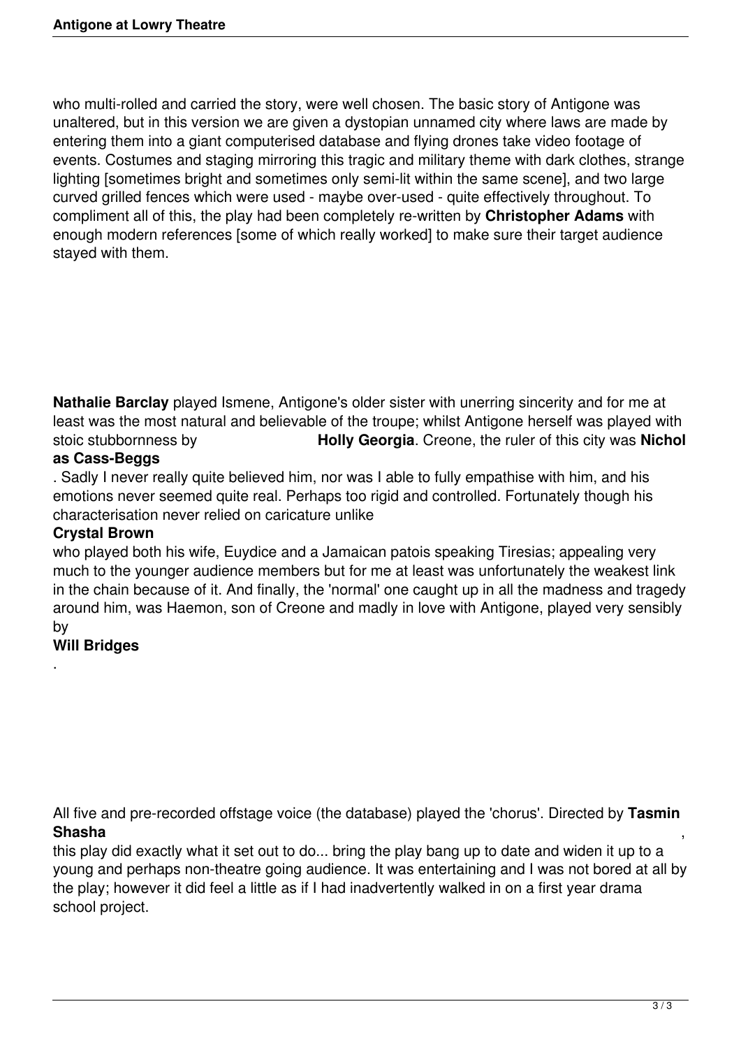who multi-rolled and carried the story, were well chosen. The basic story of Antigone was unaltered, but in this version we are given a dystopian unnamed city where laws are made by entering them into a giant computerised database and flying drones take video footage of events. Costumes and staging mirroring this tragic and military theme with dark clothes, strange lighting [sometimes bright and sometimes only semi-lit within the same scene], and two large curved grilled fences which were used - maybe over-used - quite effectively throughout. To compliment all of this, the play had been completely re-written by **Christopher Adams** with enough modern references [some of which really worked] to make sure their target audience stayed with them.

**Nathalie Barclay** played Ismene, Antigone's older sister with unerring sincerity and for me at least was the most natural and believable of the troupe; whilst Antigone herself was played with stoic stubbornness by **Holly Georgia**. Creone, the ruler of this city was **Nicholas Cass-Beggs**. Sadly I never really quite believed him, nor was I able to fully empathise with him, and his emotions never seemed quite real. Perhaps too rigid and controlled. Fortunately though his characterisation never relied on caricature unlike **Crystal Brown** who played both his wife, Euydice and a Jamaican patois speaking Tiresias; appealing very much to the younger audience members but for me at least was unfortunately the weakest link in the chain because of it. And finally, the 'normal' one caught up in all the madness and tragedy around him, was Haemon, son of Creone and madly in love with Antigone, played very sensibly by **Will Bridges**.

All five and pre-recorded offstage voice (the database) played the 'chorus'. Directed by **Tasmin Shasha**, this play did exactly what it set out to do... bring the play bang up to date and widen it up to a young and perhaps non-theatre going audience. It was entertaining and I was not bored at all by the play; however it did feel a little as if I had inadvertently walked in on a first year drama school project.